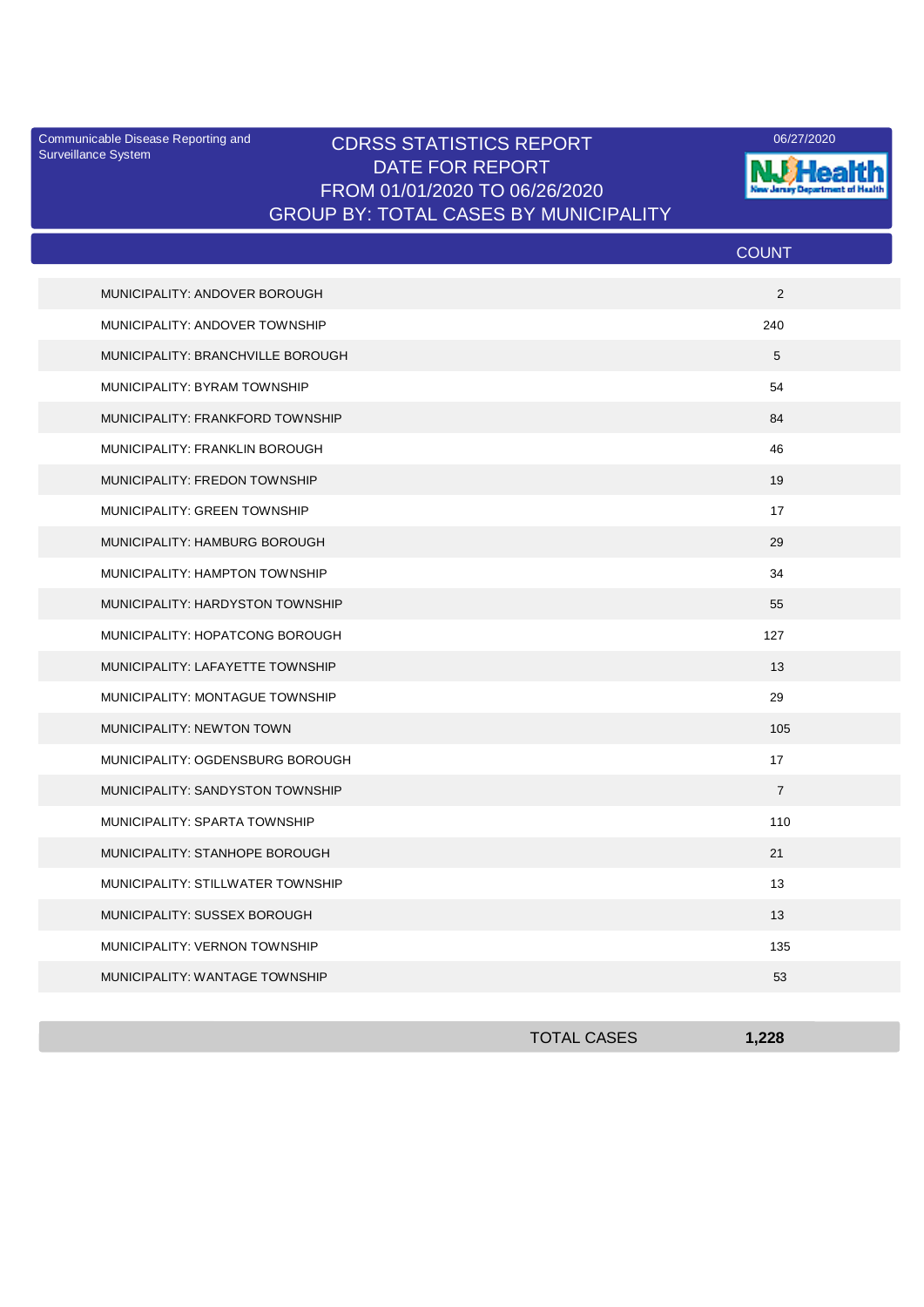Communicable Disease Reporting and Surveillance System

# CDRSS STATISTICS REPORT
## DATE FOR REPORT
## FROM 01/01/2020 TO 06/26/2020
## GROUP BY: TOTAL CASES BY MUNICIPALITY

06/27/2020

NJ Health New Jersey Department of Health

| | COUNT |
|---|---|
| MUNICIPALITY: ANDOVER BOROUGH | 2 |
| MUNICIPALITY: ANDOVER TOWNSHIP | 240 |
| MUNICIPALITY: BRANCHVILLE BOROUGH | 5 |
| MUNICIPALITY: BYRAM TOWNSHIP | 54 |
| MUNICIPALITY: FRANKFORD TOWNSHIP | 84 |
| MUNICIPALITY: FRANKLIN BOROUGH | 46 |
| MUNICIPALITY: FREDON TOWNSHIP | 19 |
| MUNICIPALITY: GREEN TOWNSHIP | 17 |
| MUNICIPALITY: HAMBURG BOROUGH | 29 |
| MUNICIPALITY: HAMPTON TOWNSHIP | 34 |
| MUNICIPALITY: HARDYSTON TOWNSHIP | 55 |
| MUNICIPALITY: HOPATCONG BOROUGH | 127 |
| MUNICIPALITY: LAFAYETTE TOWNSHIP | 13 |
| MUNICIPALITY: MONTAGUE TOWNSHIP | 29 |
| MUNICIPALITY: NEWTON TOWN | 105 |
| MUNICIPALITY: OGDENSBURG BOROUGH | 17 |
| MUNICIPALITY: SANDYSTON TOWNSHIP | 7 |
| MUNICIPALITY: SPARTA TOWNSHIP | 110 |
| MUNICIPALITY: STANHOPE BOROUGH | 21 |
| MUNICIPALITY: STILLWATER TOWNSHIP | 13 |
| MUNICIPALITY: SUSSEX BOROUGH | 13 |
| MUNICIPALITY: VERNON TOWNSHIP | 135 |
| MUNICIPALITY: WANTAGE TOWNSHIP | 53 |
| TOTAL CASES | **1,228** |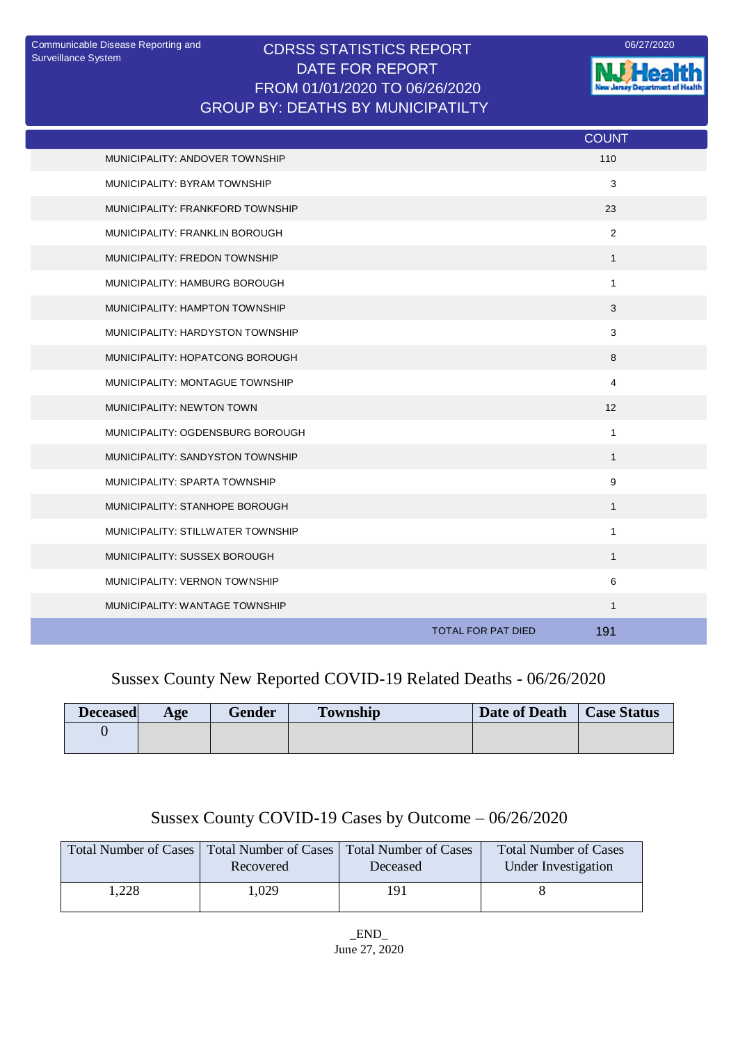Communicable Disease Reporting and Surveillance System

# CDRSS STATISTICS REPORT
## DATE FOR REPORT
## FROM 01/01/2020 TO 06/26/2020
## GROUP BY: DEATHS BY MUNICIPATILTY

06/27/2020

NJ Health New Jersey Department of Health

| | COUNT |
|---|---|
| MUNICIPALITY: ANDOVER TOWNSHIP | 110 |
| MUNICIPALITY: BYRAM TOWNSHIP | 3 |
| MUNICIPALITY: FRANKFORD TOWNSHIP | 23 |
| MUNICIPALITY: FRANKLIN BOROUGH | 2 |
| MUNICIPALITY: FREDON TOWNSHIP | 1 |
| MUNICIPALITY: HAMBURG BOROUGH | 1 |
| MUNICIPALITY: HAMPTON TOWNSHIP | 3 |
| MUNICIPALITY: HARDYSTON TOWNSHIP | 3 |
| MUNICIPALITY: HOPATCONG BOROUGH | 8 |
| MUNICIPALITY: MONTAGUE TOWNSHIP | 4 |
| MUNICIPALITY: NEWTON TOWN | 12 |
| MUNICIPALITY: OGDENSBURG BOROUGH | 1 |
| MUNICIPALITY: SANDYSTON TOWNSHIP | 1 |
| MUNICIPALITY: SPARTA TOWNSHIP | 9 |
| MUNICIPALITY: STANHOPE BOROUGH | 1 |
| MUNICIPALITY: STILLWATER TOWNSHIP | 1 |
| MUNICIPALITY: SUSSEX BOROUGH | 1 |
| MUNICIPALITY: VERNON TOWNSHIP | 6 |
| MUNICIPALITY: WANTAGE TOWNSHIP | 1 |
| TOTAL FOR PAT DIED | 191 |

## Sussex County New Reported COVID-19 Related Deaths - 06/26/2020

| Deceased | Age | Gender | Township | Date of Death | Case Status |
|---|---|---|---|---|---|
| 0 | | | | | |

## Sussex County COVID-19 Cases by Outcome – 06/26/2020

| Total Number of Cases | Total Number of Cases Recovered | Total Number of Cases Deceased | Total Number of Cases Under Investigation |
|---|---|---|---|
| 1,228 | 1,029 | 191 | 8 |

_END_
June 27, 2020